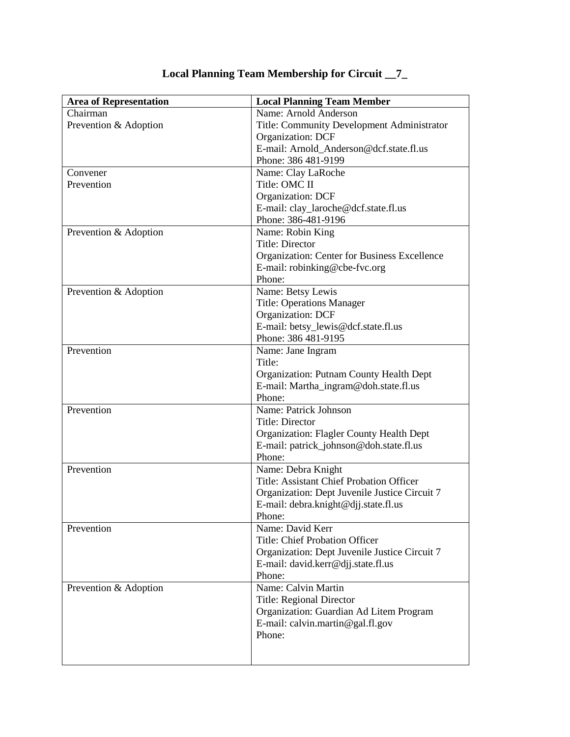# Local Planning Team Membership for Circuit __7_

| Area of Representation | Local Planning Team Member |
|---|---|
| Chairman<br>Prevention & Adoption | Name: Arnold Anderson<br>Title: Community Development Administrator<br>Organization: DCF<br>E-mail: Arnold_Anderson@dcf.state.fl.us<br>Phone: 386 481-9199 |
| Convener<br>Prevention | Name: Clay LaRoche<br>Title: OMC II<br>Organization: DCF<br>E-mail: clay_laroche@dcf.state.fl.us<br>Phone: 386-481-9196 |
| Prevention & Adoption | Name: Robin King<br>Title: Director<br>Organization: Center for Business Excellence<br>E-mail: robinking@cbe-fvc.org<br>Phone: |
| Prevention & Adoption | Name: Betsy Lewis<br>Title: Operations Manager<br>Organization: DCF<br>E-mail: betsy_lewis@dcf.state.fl.us<br>Phone: 386 481-9195 |
| Prevention | Name: Jane Ingram<br>Title:<br>Organization: Putnam County Health Dept<br>E-mail: Martha_ingram@doh.state.fl.us<br>Phone: |
| Prevention | Name: Patrick Johnson<br>Title: Director<br>Organization: Flagler County Health Dept<br>E-mail: patrick_johnson@doh.state.fl.us<br>Phone: |
| Prevention | Name: Debra Knight<br>Title: Assistant Chief Probation Officer<br>Organization: Dept Juvenile Justice Circuit 7<br>E-mail: debra.knight@djj.state.fl.us<br>Phone: |
| Prevention | Name: David Kerr<br>Title: Chief Probation Officer<br>Organization: Dept Juvenile Justice Circuit 7<br>E-mail: david.kerr@djj.state.fl.us<br>Phone: |
| Prevention & Adoption | Name: Calvin Martin<br>Title: Regional Director<br>Organization: Guardian Ad Litem Program<br>E-mail: calvin.martin@gal.fl.gov<br>Phone: |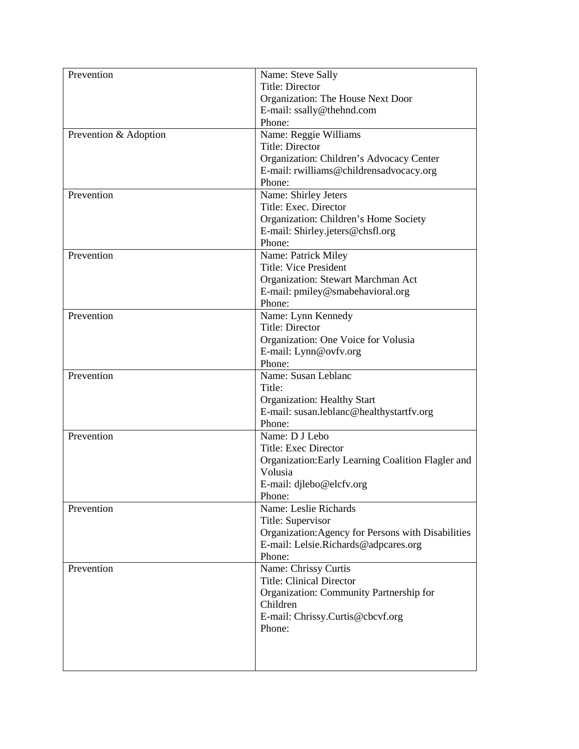| | |
|---|---|
| Prevention | Name: Steve Sally<br>Title: Director<br>Organization: The House Next Door<br>E-mail: ssally@thehnd.com<br>Phone: |
| Prevention & Adoption | Name: Reggie Williams<br>Title: Director<br>Organization: Children's Advocacy Center<br>E-mail: rwilliams@childrensadvocacy.org<br>Phone: |
| Prevention | Name: Shirley Jeters<br>Title: Exec. Director<br>Organization: Children's Home Society<br>E-mail: Shirley.jeters@chsfl.org<br>Phone: |
| Prevention | Name: Patrick Miley<br>Title: Vice President<br>Organization: Stewart Marchman Act<br>E-mail: pmiley@smabehavioral.org<br>Phone: |
| Prevention | Name: Lynn Kennedy<br>Title: Director<br>Organization: One Voice for Volusia<br>E-mail: Lynn@ovfv.org<br>Phone: |
| Prevention | Name: Susan Leblanc<br>Title:<br>Organization: Healthy Start<br>E-mail: susan.leblanc@healthystartfv.org<br>Phone: |
| Prevention | Name: D J Lebo<br>Title: Exec Director<br>Organization:Early Learning Coalition Flagler and Volusia<br>E-mail: djlebo@elcfv.org<br>Phone: |
| Prevention | Name: Leslie Richards<br>Title: Supervisor<br>Organization:Agency for Persons with Disabilities<br>E-mail: Lelsie.Richards@adpcares.org<br>Phone: |
| Prevention | Name: Chrissy Curtis<br>Title: Clinical Director<br>Organization: Community Partnership for Children<br>E-mail: Chrissy.Curtis@cbcvf.org<br>Phone: |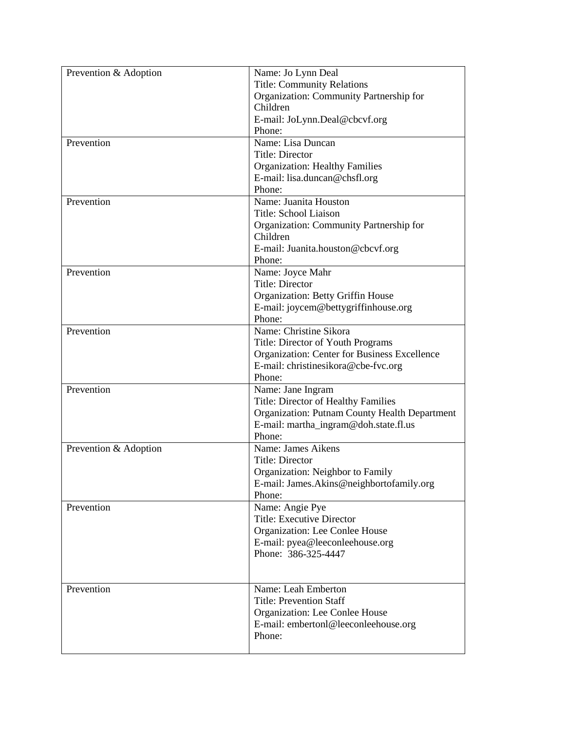| Prevention & Adoption | Name: Jo Lynn Deal<br>Title: Community Relations<br>Organization: Community Partnership for Children<br>E-mail: JoLynn.Deal@cbcvf.org<br>Phone: |
|---|---|
| Prevention | Name: Lisa Duncan<br>Title: Director<br>Organization: Healthy Families<br>E-mail: lisa.duncan@chsfl.org<br>Phone: |
| Prevention | Name: Juanita Houston<br>Title: School Liaison<br>Organization: Community Partnership for Children<br>E-mail: Juanita.houston@cbcvf.org<br>Phone: |
| Prevention | Name: Joyce Mahr<br>Title: Director<br>Organization: Betty Griffin House<br>E-mail: joycem@bettygriffinhouse.org<br>Phone: |
| Prevention | Name: Christine Sikora<br>Title: Director of Youth Programs<br>Organization: Center for Business Excellence<br>E-mail: christinesikora@cbe-fvc.org<br>Phone: |
| Prevention | Name: Jane Ingram<br>Title: Director of Healthy Families<br>Organization: Putnam County Health Department<br>E-mail: martha_ingram@doh.state.fl.us<br>Phone: |
| Prevention & Adoption | Name: James Aikens<br>Title: Director<br>Organization: Neighbor to Family<br>E-mail: James.Akins@neighbortofamily.org<br>Phone: |
| Prevention | Name: Angie Pye<br>Title: Executive Director<br>Organization: Lee Conlee House<br>E-mail: pyea@leeconleehouse.org<br>Phone: 386-325-4447 |
| Prevention | Name: Leah Emberton<br>Title: Prevention Staff<br>Organization: Lee Conlee House<br>E-mail: embertonl@leeconleehouse.org<br>Phone: |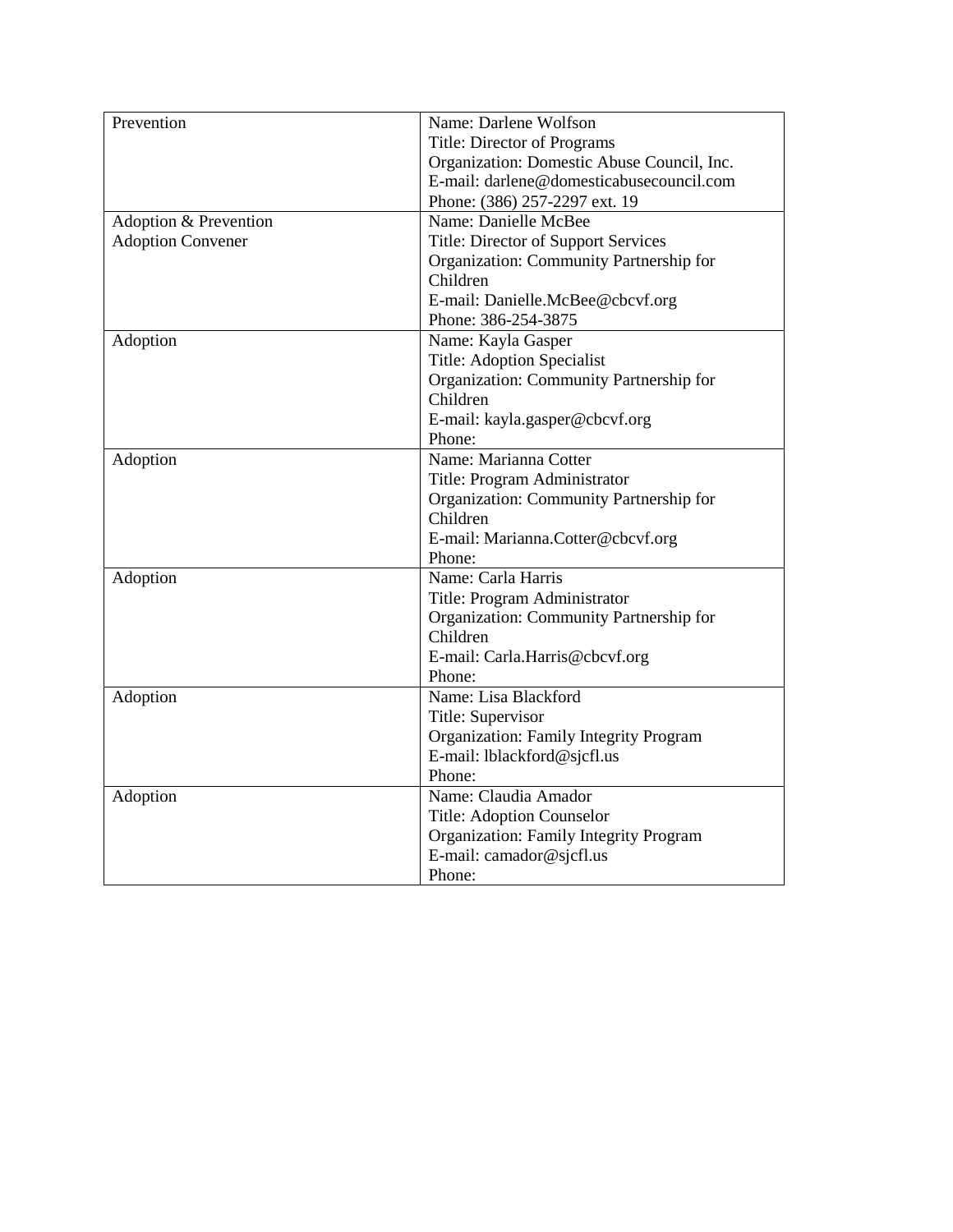| | |
|---|---|
| Prevention | Name: Darlene Wolfson<br>Title: Director of Programs<br>Organization: Domestic Abuse Council, Inc.<br>E-mail: darlene@domesticabusecouncil.com<br>Phone: (386) 257-2297 ext. 19 |
| Adoption & Prevention<br>Adoption Convener | Name: Danielle McBee<br>Title: Director of Support Services<br>Organization: Community Partnership for Children<br>E-mail: Danielle.McBee@cbcvf.org<br>Phone: 386-254-3875 |
| Adoption | Name: Kayla Gasper<br>Title: Adoption Specialist<br>Organization: Community Partnership for Children<br>E-mail: kayla.gasper@cbcvf.org<br>Phone: |
| Adoption | Name: Marianna Cotter<br>Title: Program Administrator<br>Organization: Community Partnership for Children<br>E-mail: Marianna.Cotter@cbcvf.org<br>Phone: |
| Adoption | Name: Carla Harris<br>Title: Program Administrator<br>Organization: Community Partnership for Children<br>E-mail: Carla.Harris@cbcvf.org<br>Phone: |
| Adoption | Name: Lisa Blackford<br>Title: Supervisor<br>Organization: Family Integrity Program<br>E-mail: lblackford@sjcfl.us<br>Phone: |
| Adoption | Name: Claudia Amador<br>Title: Adoption Counselor<br>Organization: Family Integrity Program<br>E-mail: camador@sjcfl.us<br>Phone: |